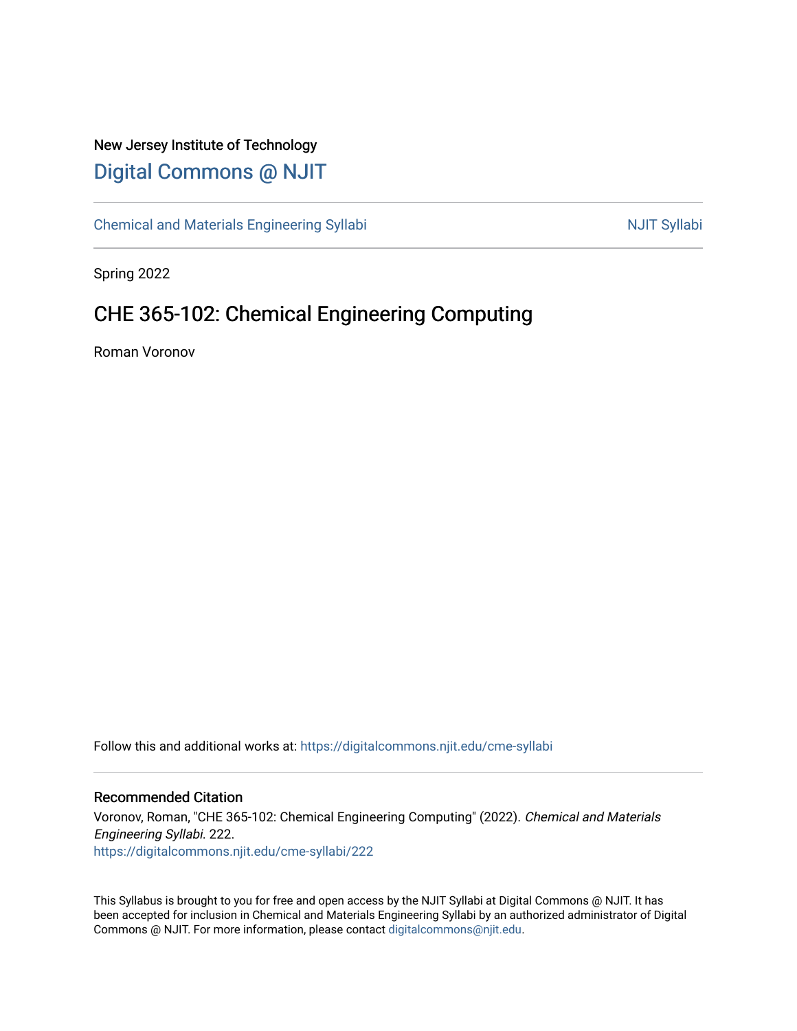New Jersey Institute of Technology

# Digital Commons @ NJIT

Chemical and Materials Engineering Syllabi | NJIT Syllabi

Spring 2022

## CHE 365-102: Chemical Engineering Computing

Roman Voronov

Follow this and additional works at: https://digitalcommons.njit.edu/cme-syllabi

### Recommended Citation

Voronov, Roman, "CHE 365-102: Chemical Engineering Computing" (2022). *Chemical and Materials Engineering Syllabi*. 222.
https://digitalcommons.njit.edu/cme-syllabi/222

This Syllabus is brought to you for free and open access by the NJIT Syllabi at Digital Commons @ NJIT. It has been accepted for inclusion in Chemical and Materials Engineering Syllabi by an authorized administrator of Digital Commons @ NJIT. For more information, please contact digitalcommons@njit.edu.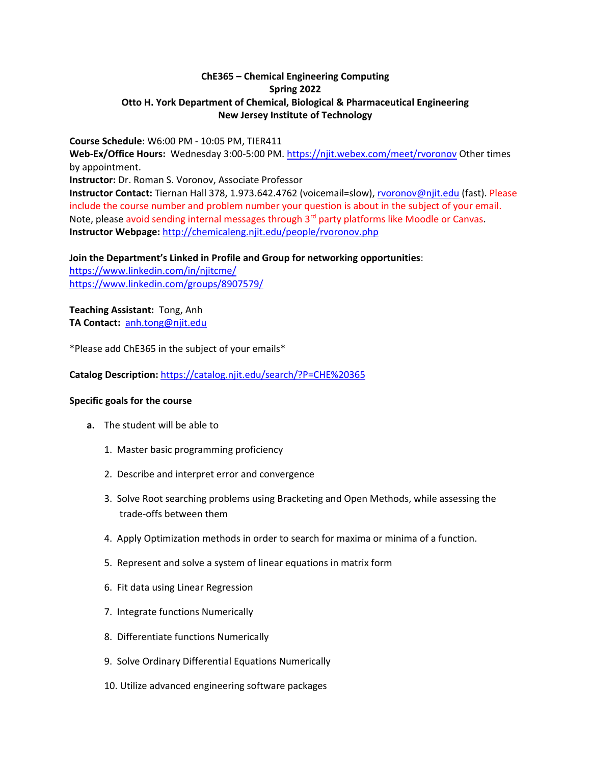**ChE365 – Chemical Engineering Computing**
**Spring 2022**
**Otto H. York Department of Chemical, Biological & Pharmaceutical Engineering**
**New Jersey Institute of Technology**

**Course Schedule**: W6:00 PM - 10:05 PM, TIER411
**Web-Ex/Office Hours:** Wednesday 3:00-5:00 PM. https://njit.webex.com/meet/rvoronov Other times by appointment.
**Instructor:** Dr. Roman S. Voronov, Associate Professor
**Instructor Contact:** Tiernan Hall 378, 1.973.642.4762 (voicemail=slow), rvoronov@njit.edu (fast). Please include the course number and problem number your question is about in the subject of your email. Note, please avoid sending internal messages through 3rd party platforms like Moodle or Canvas.
**Instructor Webpage:** http://chemicaleng.njit.edu/people/rvoronov.php

**Join the Department's Linked in Profile and Group for networking opportunities**:
https://www.linkedin.com/in/njitcme/
https://www.linkedin.com/groups/8907579/

**Teaching Assistant:** Tong, Anh
**TA Contact:** anh.tong@njit.edu

*Please add ChE365 in the subject of your emails*

**Catalog Description:** https://catalog.njit.edu/search/?P=CHE%20365

**Specific goals for the course**

**a.** The student will be able to

1. Master basic programming proficiency
2. Describe and interpret error and convergence
3. Solve Root searching problems using Bracketing and Open Methods, while assessing the trade-offs between them
4. Apply Optimization methods in order to search for maxima or minima of a function.
5. Represent and solve a system of linear equations in matrix form
6. Fit data using Linear Regression
7. Integrate functions Numerically
8. Differentiate functions Numerically
9. Solve Ordinary Differential Equations Numerically
10. Utilize advanced engineering software packages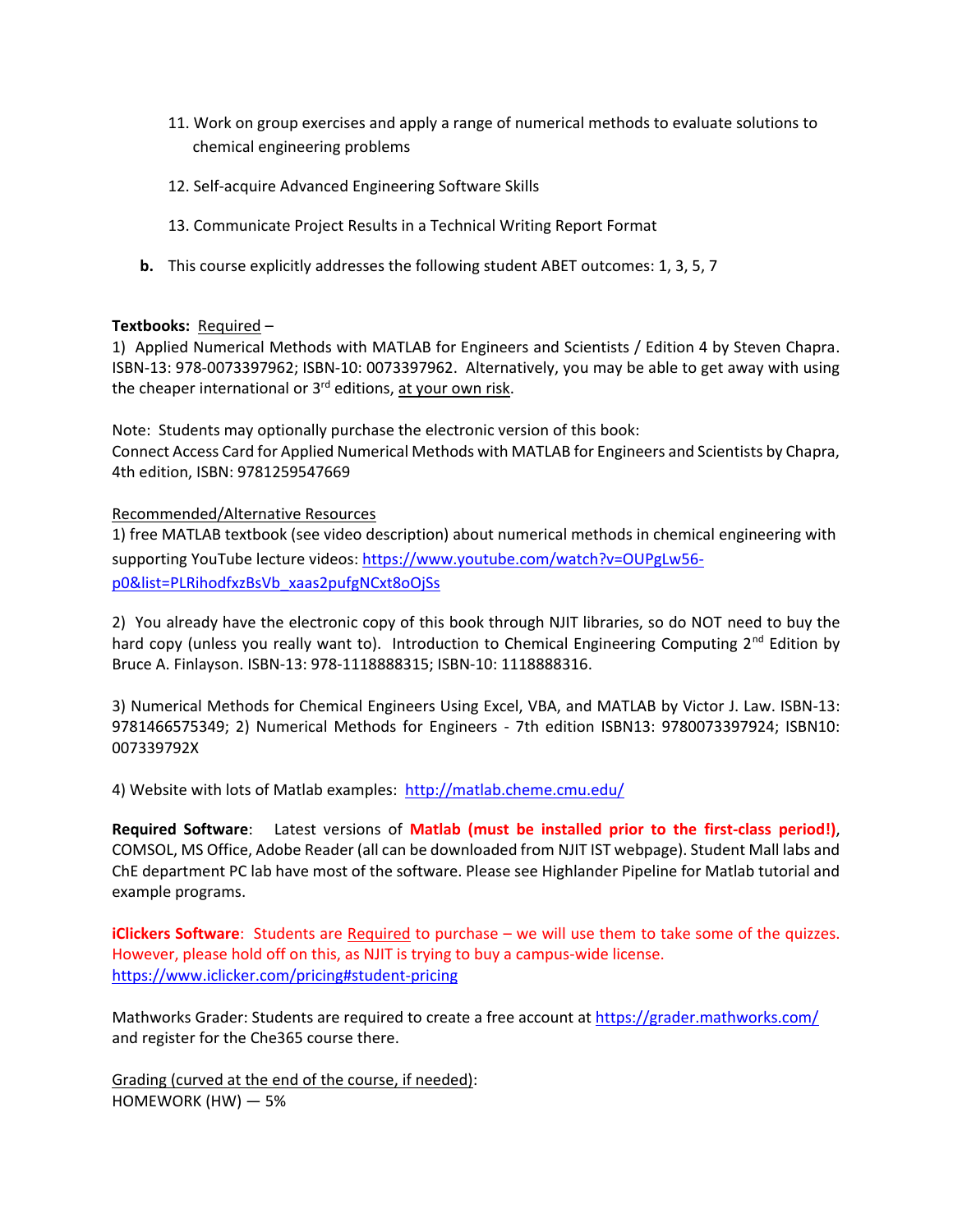11. Work on group exercises and apply a range of numerical methods to evaluate solutions to chemical engineering problems

12. Self-acquire Advanced Engineering Software Skills

13. Communicate Project Results in a Technical Writing Report Format

**b.** This course explicitly addresses the following student ABET outcomes: 1, 3, 5, 7

**Textbooks:** Required –
1) Applied Numerical Methods with MATLAB for Engineers and Scientists / Edition 4 by Steven Chapra. ISBN-13: 978-0073397962; ISBN-10: 0073397962. Alternatively, you may be able to get away with using the cheaper international or 3rd editions, at your own risk.

Note: Students may optionally purchase the electronic version of this book:
Connect Access Card for Applied Numerical Methods with MATLAB for Engineers and Scientists by Chapra, 4th edition, ISBN: 9781259547669

Recommended/Alternative Resources
1) free MATLAB textbook (see video description) about numerical methods in chemical engineering with supporting YouTube lecture videos: https://www.youtube.com/watch?v=OUPgLw56-p0&list=PLRihodfxzBsVb_xaas2pufgNCxt8oOjSs

2) You already have the electronic copy of this book through NJIT libraries, so do NOT need to buy the hard copy (unless you really want to). Introduction to Chemical Engineering Computing 2nd Edition by Bruce A. Finlayson. ISBN-13: 978-1118888315; ISBN-10: 1118888316.

3) Numerical Methods for Chemical Engineers Using Excel, VBA, and MATLAB by Victor J. Law. ISBN-13: 9781466575349; 2) Numerical Methods for Engineers - 7th edition ISBN13: 9780073397924; ISBN10: 007339792X

4) Website with lots of Matlab examples: http://matlab.cheme.cmu.edu/

**Required Software**: Latest versions of **Matlab (must be installed prior to the first-class period!)**, COMSOL, MS Office, Adobe Reader (all can be downloaded from NJIT IST webpage). Student Mall labs and ChE department PC lab have most of the software. Please see Highlander Pipeline for Matlab tutorial and example programs.

**iClickers Software**: Students are Required to purchase – we will use them to take some of the quizzes. However, please hold off on this, as NJIT is trying to buy a campus-wide license.
https://www.iclicker.com/pricing#student-pricing

Mathworks Grader: Students are required to create a free account at https://grader.mathworks.com/ and register for the Che365 course there.

Grading (curved at the end of the course, if needed):
HOMEWORK (HW) — 5%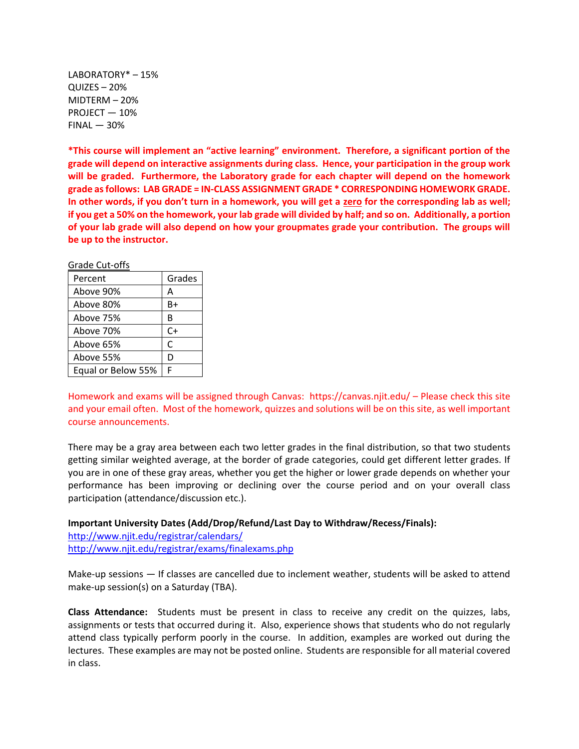LABORATORY* – 15%
QUIZES – 20%
MIDTERM – 20%
PROJECT — 10%
FINAL — 30%

**\*This course will implement an "active learning" environment. Therefore, a significant portion of the grade will depend on interactive assignments during class. Hence, your participation in the group work will be graded. Furthermore, the Laboratory grade for each chapter will depend on the homework grade as follows: LAB GRADE = IN-CLASS ASSIGNMENT GRADE * CORRESPONDING HOMEWORK GRADE. In other words, if you don't turn in a homework, you will get a zero for the corresponding lab as well; if you get a 50% on the homework, your lab grade will divided by half; and so on. Additionally, a portion of your lab grade will also depend on how your groupmates grade your contribution. The groups will be up to the instructor.**

Grade Cut-offs

| Percent | Grades |
|---|---|
| Above 90% | A |
| Above 80% | B+ |
| Above 75% | B |
| Above 70% | C+ |
| Above 65% | C |
| Above 55% | D |
| Equal or Below 55% | F |

Homework and exams will be assigned through Canvas: https://canvas.njit.edu/ – Please check this site and your email often. Most of the homework, quizzes and solutions will be on this site, as well important course announcements.

There may be a gray area between each two letter grades in the final distribution, so that two students getting similar weighted average, at the border of grade categories, could get different letter grades. If you are in one of these gray areas, whether you get the higher or lower grade depends on whether your performance has been improving or declining over the course period and on your overall class participation (attendance/discussion etc.).

**Important University Dates (Add/Drop/Refund/Last Day to Withdraw/Recess/Finals):**
http://www.njit.edu/registrar/calendars/
http://www.njit.edu/registrar/exams/finalexams.php

Make-up sessions — If classes are cancelled due to inclement weather, students will be asked to attend make-up session(s) on a Saturday (TBA).

**Class Attendance:** Students must be present in class to receive any credit on the quizzes, labs, assignments or tests that occurred during it. Also, experience shows that students who do not regularly attend class typically perform poorly in the course. In addition, examples are worked out during the lectures. These examples are may not be posted online. Students are responsible for all material covered in class.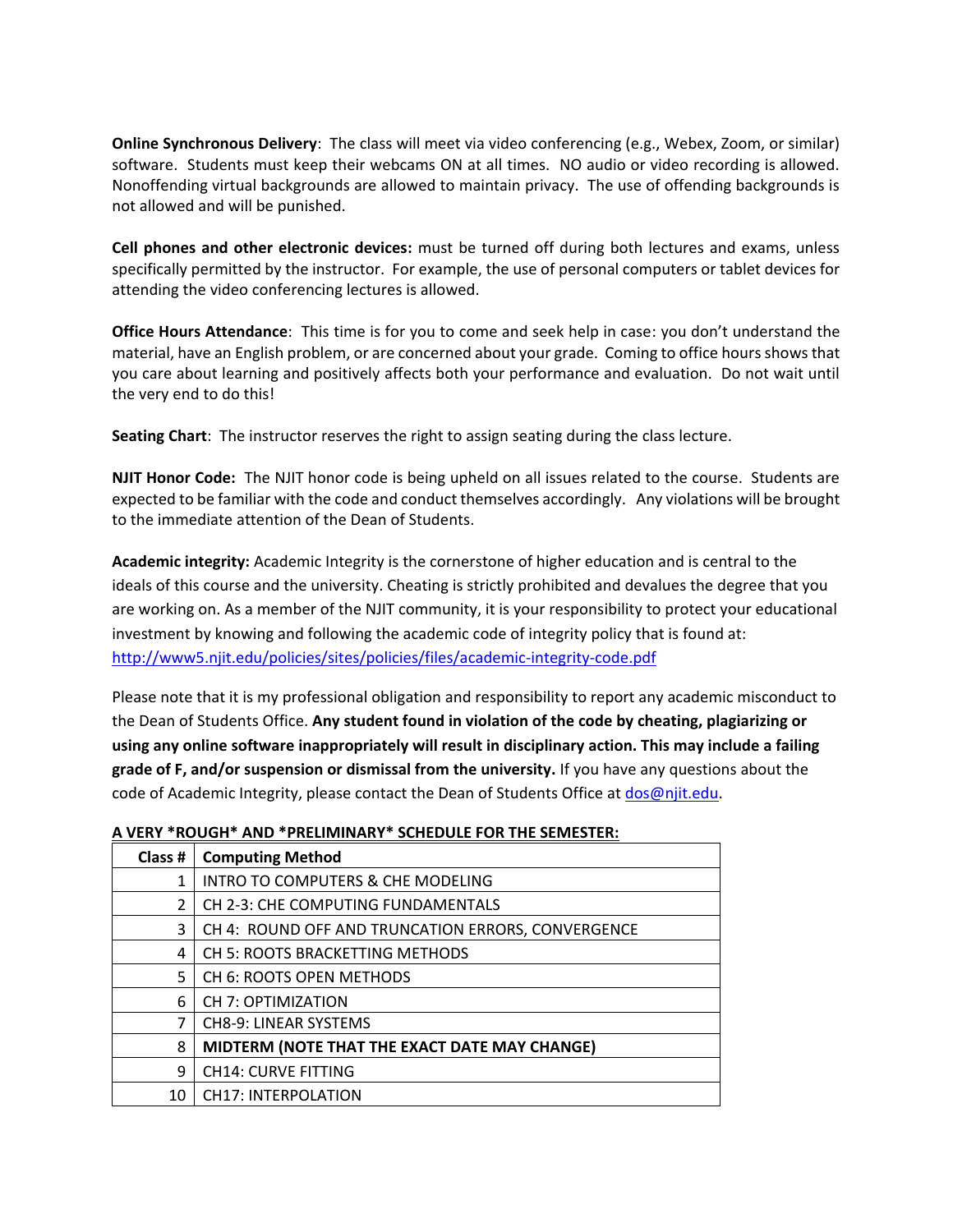**Online Synchronous Delivery**: The class will meet via video conferencing (e.g., Webex, Zoom, or similar) software. Students must keep their webcams ON at all times. NO audio or video recording is allowed. Nonoffending virtual backgrounds are allowed to maintain privacy. The use of offending backgrounds is not allowed and will be punished.

**Cell phones and other electronic devices:** must be turned off during both lectures and exams, unless specifically permitted by the instructor. For example, the use of personal computers or tablet devices for attending the video conferencing lectures is allowed.

**Office Hours Attendance**: This time is for you to come and seek help in case: you don't understand the material, have an English problem, or are concerned about your grade. Coming to office hours shows that you care about learning and positively affects both your performance and evaluation. Do not wait until the very end to do this!

**Seating Chart**: The instructor reserves the right to assign seating during the class lecture.

**NJIT Honor Code:** The NJIT honor code is being upheld on all issues related to the course. Students are expected to be familiar with the code and conduct themselves accordingly. Any violations will be brought to the immediate attention of the Dean of Students.

**Academic integrity:** Academic Integrity is the cornerstone of higher education and is central to the ideals of this course and the university. Cheating is strictly prohibited and devalues the degree that you are working on. As a member of the NJIT community, it is your responsibility to protect your educational investment by knowing and following the academic code of integrity policy that is found at: http://www5.njit.edu/policies/sites/policies/files/academic-integrity-code.pdf

Please note that it is my professional obligation and responsibility to report any academic misconduct to the Dean of Students Office. **Any student found in violation of the code by cheating, plagiarizing or using any online software inappropriately will result in disciplinary action. This may include a failing grade of F, and/or suspension or dismissal from the university.** If you have any questions about the code of Academic Integrity, please contact the Dean of Students Office at dos@njit.edu.

**A VERY *ROUGH* AND *PRELIMINARY* SCHEDULE FOR THE SEMESTER:**

| Class # | Computing Method |
|---|---|
| 1 | INTRO TO COMPUTERS & CHE MODELING |
| 2 | CH 2-3: CHE COMPUTING FUNDAMENTALS |
| 3 | CH 4: ROUND OFF AND TRUNCATION ERRORS, CONVERGENCE |
| 4 | CH 5: ROOTS BRACKETTING METHODS |
| 5 | CH 6: ROOTS OPEN METHODS |
| 6 | CH 7: OPTIMIZATION |
| 7 | CH8-9: LINEAR SYSTEMS |
| 8 | **MIDTERM (NOTE THAT THE EXACT DATE MAY CHANGE)** |
| 9 | CH14: CURVE FITTING |
| 10 | CH17: INTERPOLATION |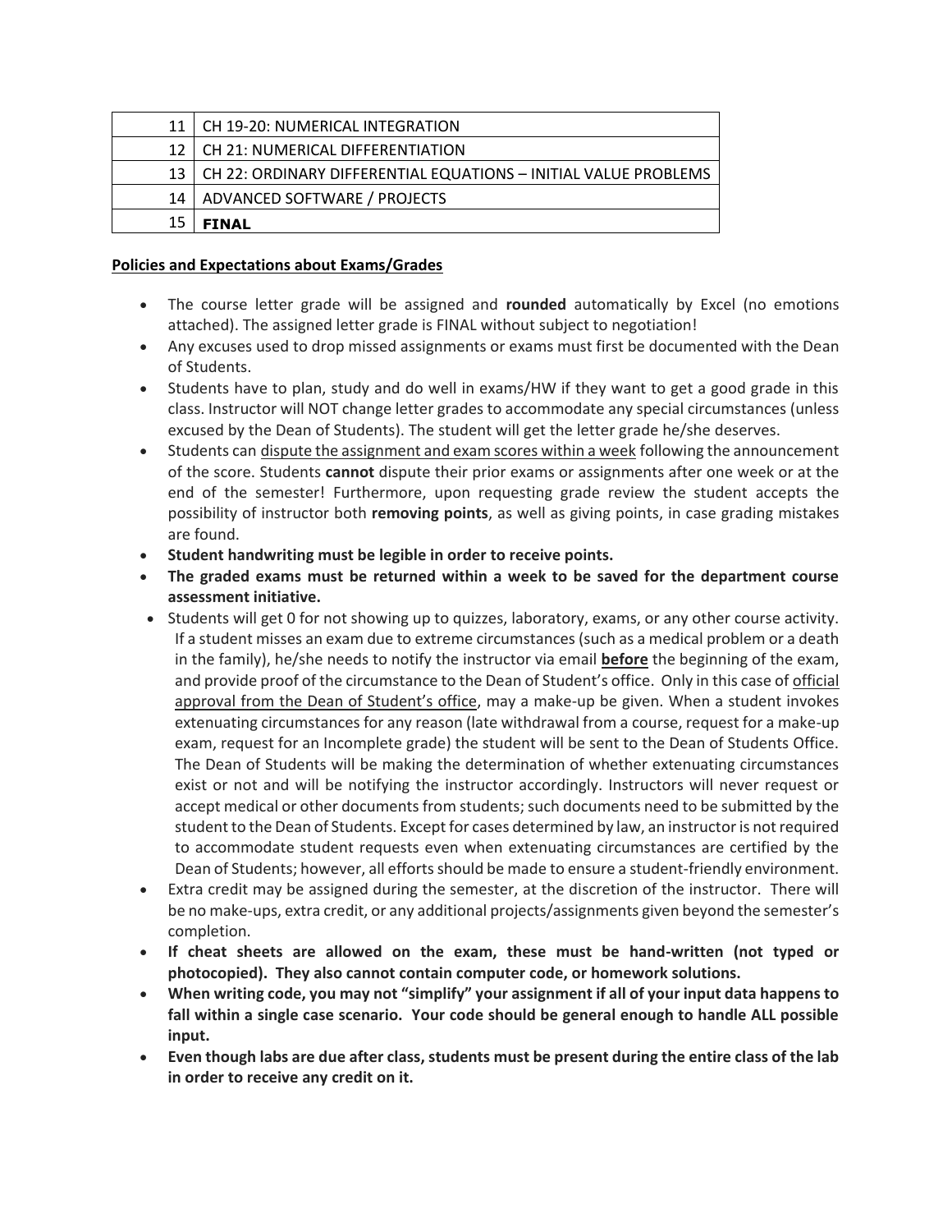| | |
|---|---|
| 11 | CH 19-20: NUMERICAL INTEGRATION |
| 12 | CH 21: NUMERICAL DIFFERENTIATION |
| 13 | CH 22: ORDINARY DIFFERENTIAL EQUATIONS – INITIAL VALUE PROBLEMS |
| 14 | ADVANCED SOFTWARE / PROJECTS |
| 15 | **FINAL** |

**Policies and Expectations about Exams/Grades**

- The course letter grade will be assigned and **rounded** automatically by Excel (no emotions attached). The assigned letter grade is FINAL without subject to negotiation!
- Any excuses used to drop missed assignments or exams must first be documented with the Dean of Students.
- Students have to plan, study and do well in exams/HW if they want to get a good grade in this class. Instructor will NOT change letter grades to accommodate any special circumstances (unless excused by the Dean of Students). The student will get the letter grade he/she deserves.
- Students can dispute the assignment and exam scores within a week following the announcement of the score. Students **cannot** dispute their prior exams or assignments after one week or at the end of the semester! Furthermore, upon requesting grade review the student accepts the possibility of instructor both **removing points**, as well as giving points, in case grading mistakes are found.
- **Student handwriting must be legible in order to receive points.**
- **The graded exams must be returned within a week to be saved for the department course assessment initiative.**
- Students will get 0 for not showing up to quizzes, laboratory, exams, or any other course activity. If a student misses an exam due to extreme circumstances (such as a medical problem or a death in the family), he/she needs to notify the instructor via email **before** the beginning of the exam, and provide proof of the circumstance to the Dean of Student's office. Only in this case of official approval from the Dean of Student's office, may a make-up be given. When a student invokes extenuating circumstances for any reason (late withdrawal from a course, request for a make-up exam, request for an Incomplete grade) the student will be sent to the Dean of Students Office. The Dean of Students will be making the determination of whether extenuating circumstances exist or not and will be notifying the instructor accordingly. Instructors will never request or accept medical or other documents from students; such documents need to be submitted by the student to the Dean of Students. Except for cases determined by law, an instructor is not required to accommodate student requests even when extenuating circumstances are certified by the Dean of Students; however, all efforts should be made to ensure a student-friendly environment.
- Extra credit may be assigned during the semester, at the discretion of the instructor. There will be no make-ups, extra credit, or any additional projects/assignments given beyond the semester's completion.
- **If cheat sheets are allowed on the exam, these must be hand-written (not typed or photocopied). They also cannot contain computer code, or homework solutions.**
- **When writing code, you may not "simplify" your assignment if all of your input data happens to fall within a single case scenario. Your code should be general enough to handle ALL possible input.**
- **Even though labs are due after class, students must be present during the entire class of the lab in order to receive any credit on it.**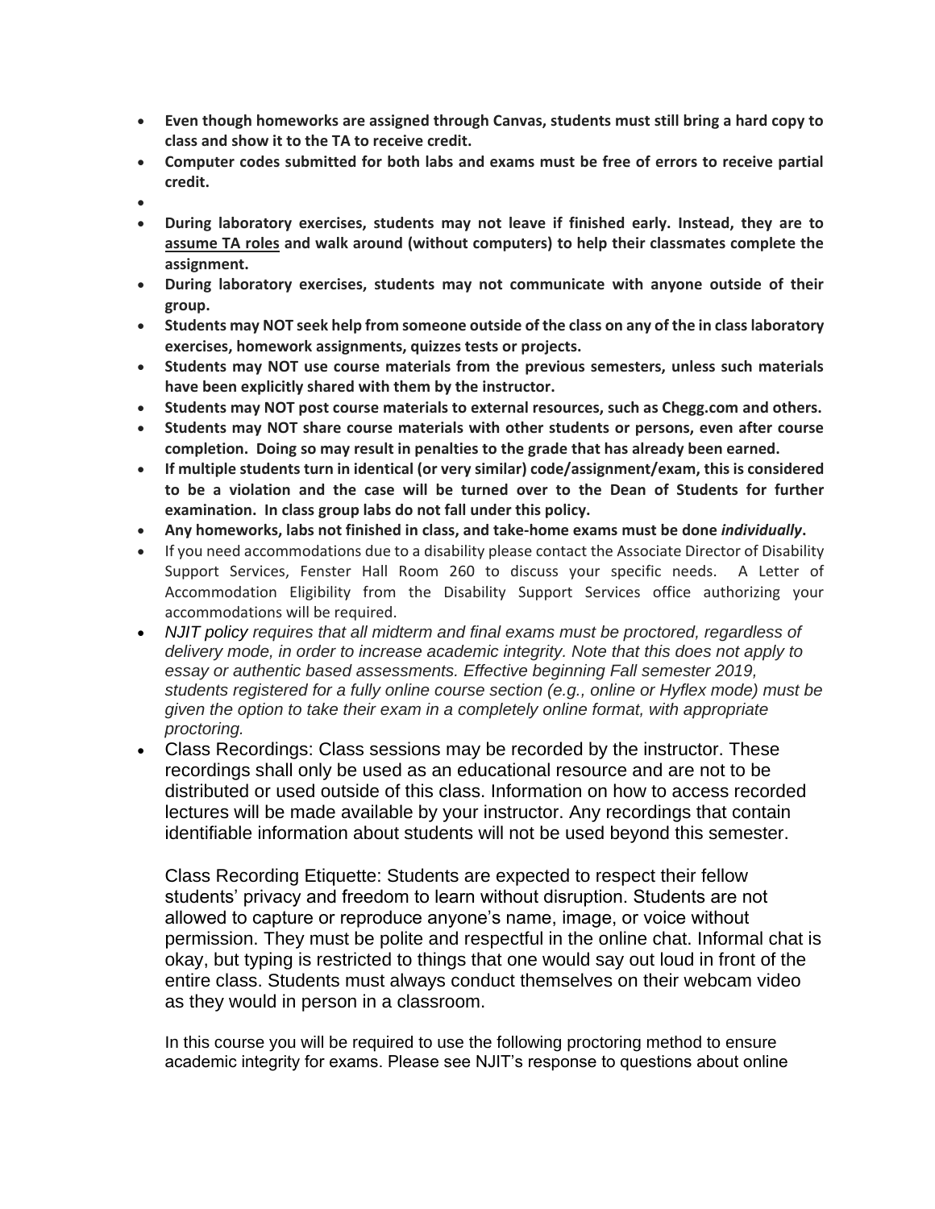- **Even though homeworks are assigned through Canvas, students must still bring a hard copy to class and show it to the TA to receive credit.**
- **Computer codes submitted for both labs and exams must be free of errors to receive partial credit.**
- 
- **During laboratory exercises, students may not leave if finished early. Instead, they are to <u>assume TA roles</u> and walk around (without computers) to help their classmates complete the assignment.**
- **During laboratory exercises, students may not communicate with anyone outside of their group.**
- **Students may NOT seek help from someone outside of the class on any of the in class laboratory exercises, homework assignments, quizzes tests or projects.**
- **Students may NOT use course materials from the previous semesters, unless such materials have been explicitly shared with them by the instructor.**
- **Students may NOT post course materials to external resources, such as Chegg.com and others.**
- **Students may NOT share course materials with other students or persons, even after course completion. Doing so may result in penalties to the grade that has already been earned.**
- **If multiple students turn in identical (or very similar) code/assignment/exam, this is considered to be a violation and the case will be turned over to the Dean of Students for further examination. In class group labs do not fall under this policy.**
- **Any homeworks, labs not finished in class, and take-home exams must be done *individually*.**
- If you need accommodations due to a disability please contact the Associate Director of Disability Support Services, Fenster Hall Room 260 to discuss your specific needs. A Letter of Accommodation Eligibility from the Disability Support Services office authorizing your accommodations will be required.
- *NJIT policy requires that all midterm and final exams must be proctored, regardless of delivery mode, in order to increase academic integrity. Note that this does not apply to essay or authentic based assessments. Effective beginning Fall semester 2019, students registered for a fully online course section (e.g., online or Hyflex mode) must be given the option to take their exam in a completely online format, with appropriate proctoring.*
- Class Recordings: Class sessions may be recorded by the instructor. These recordings shall only be used as an educational resource and are not to be distributed or used outside of this class. Information on how to access recorded lectures will be made available by your instructor. Any recordings that contain identifiable information about students will not be used beyond this semester.

  Class Recording Etiquette: Students are expected to respect their fellow students' privacy and freedom to learn without disruption. Students are not allowed to capture or reproduce anyone's name, image, or voice without permission. They must be polite and respectful in the online chat. Informal chat is okay, but typing is restricted to things that one would say out loud in front of the entire class. Students must always conduct themselves on their webcam video as they would in person in a classroom.

  In this course you will be required to use the following proctoring method to ensure academic integrity for exams. Please see NJIT's response to questions about online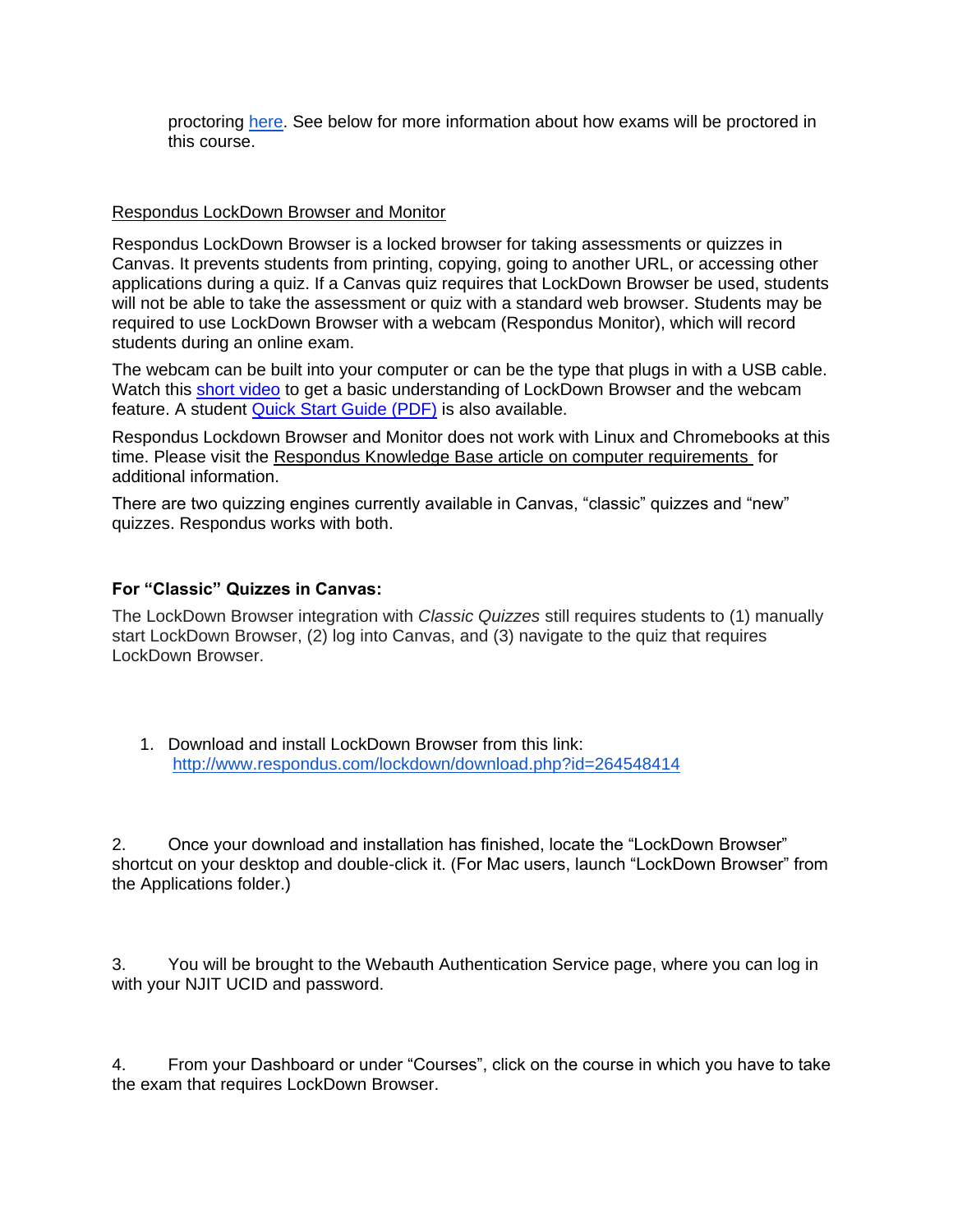proctoring here. See below for more information about how exams will be proctored in this course.

Respondus LockDown Browser and Monitor

Respondus LockDown Browser is a locked browser for taking assessments or quizzes in Canvas. It prevents students from printing, copying, going to another URL, or accessing other applications during a quiz. If a Canvas quiz requires that LockDown Browser be used, students will not be able to take the assessment or quiz with a standard web browser. Students may be required to use LockDown Browser with a webcam (Respondus Monitor), which will record students during an online exam.

The webcam can be built into your computer or can be the type that plugs in with a USB cable. Watch this short video to get a basic understanding of LockDown Browser and the webcam feature. A student Quick Start Guide (PDF) is also available.

Respondus Lockdown Browser and Monitor does not work with Linux and Chromebooks at this time. Please visit the Respondus Knowledge Base article on computer requirements for additional information.

There are two quizzing engines currently available in Canvas, "classic" quizzes and "new" quizzes. Respondus works with both.

**For "Classic" Quizzes in Canvas:**

The LockDown Browser integration with *Classic Quizzes* still requires students to (1) manually start LockDown Browser, (2) log into Canvas, and (3) navigate to the quiz that requires LockDown Browser.

1. Download and install LockDown Browser from this link: http://www.respondus.com/lockdown/download.php?id=264548414

2. Once your download and installation has finished, locate the "LockDown Browser" shortcut on your desktop and double-click it. (For Mac users, launch "LockDown Browser" from the Applications folder.)

3. You will be brought to the Webauth Authentication Service page, where you can log in with your NJIT UCID and password.

4. From your Dashboard or under "Courses", click on the course in which you have to take the exam that requires LockDown Browser.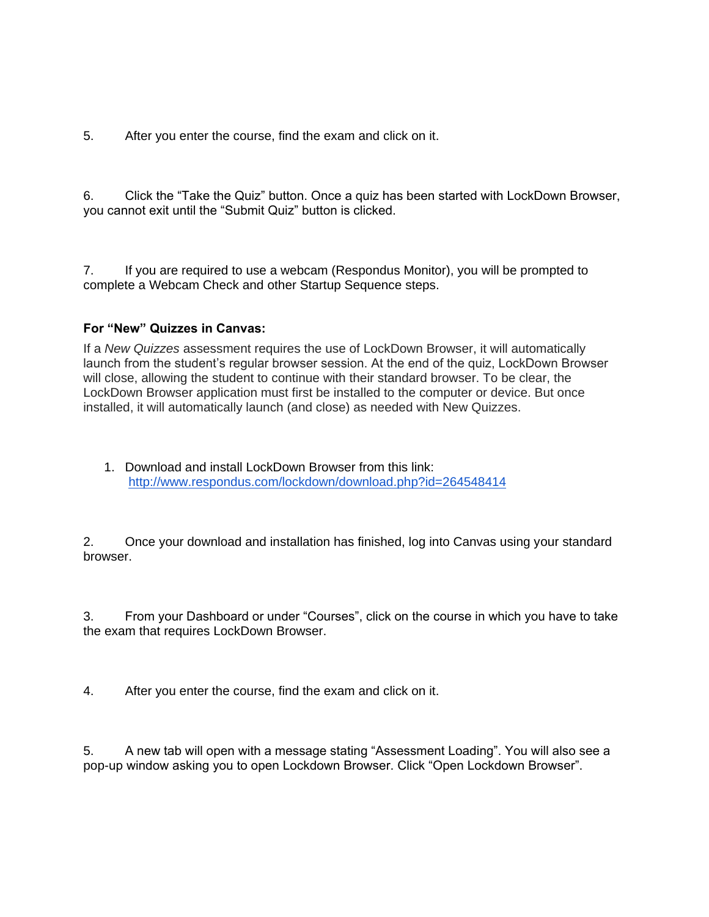5. After you enter the course, find the exam and click on it.

6. Click the “Take the Quiz” button. Once a quiz has been started with LockDown Browser, you cannot exit until the “Submit Quiz” button is clicked.

7. If you are required to use a webcam (Respondus Monitor), you will be prompted to complete a Webcam Check and other Startup Sequence steps.

**For “New” Quizzes in Canvas:**

If a *New Quizzes* assessment requires the use of LockDown Browser, it will automatically launch from the student’s regular browser session. At the end of the quiz, LockDown Browser will close, allowing the student to continue with their standard browser. To be clear, the LockDown Browser application must first be installed to the computer or device. But once installed, it will automatically launch (and close) as needed with New Quizzes.

1. Download and install LockDown Browser from this link: [http://www.respondus.com/lockdown/download.php?id=264548414](http://www.respondus.com/lockdown/download.php?id=264548414)

2. Once your download and installation has finished, log into Canvas using your standard browser.

3. From your Dashboard or under “Courses”, click on the course in which you have to take the exam that requires LockDown Browser.

4. After you enter the course, find the exam and click on it.

5. A new tab will open with a message stating “Assessment Loading”. You will also see a pop-up window asking you to open Lockdown Browser. Click “Open Lockdown Browser”.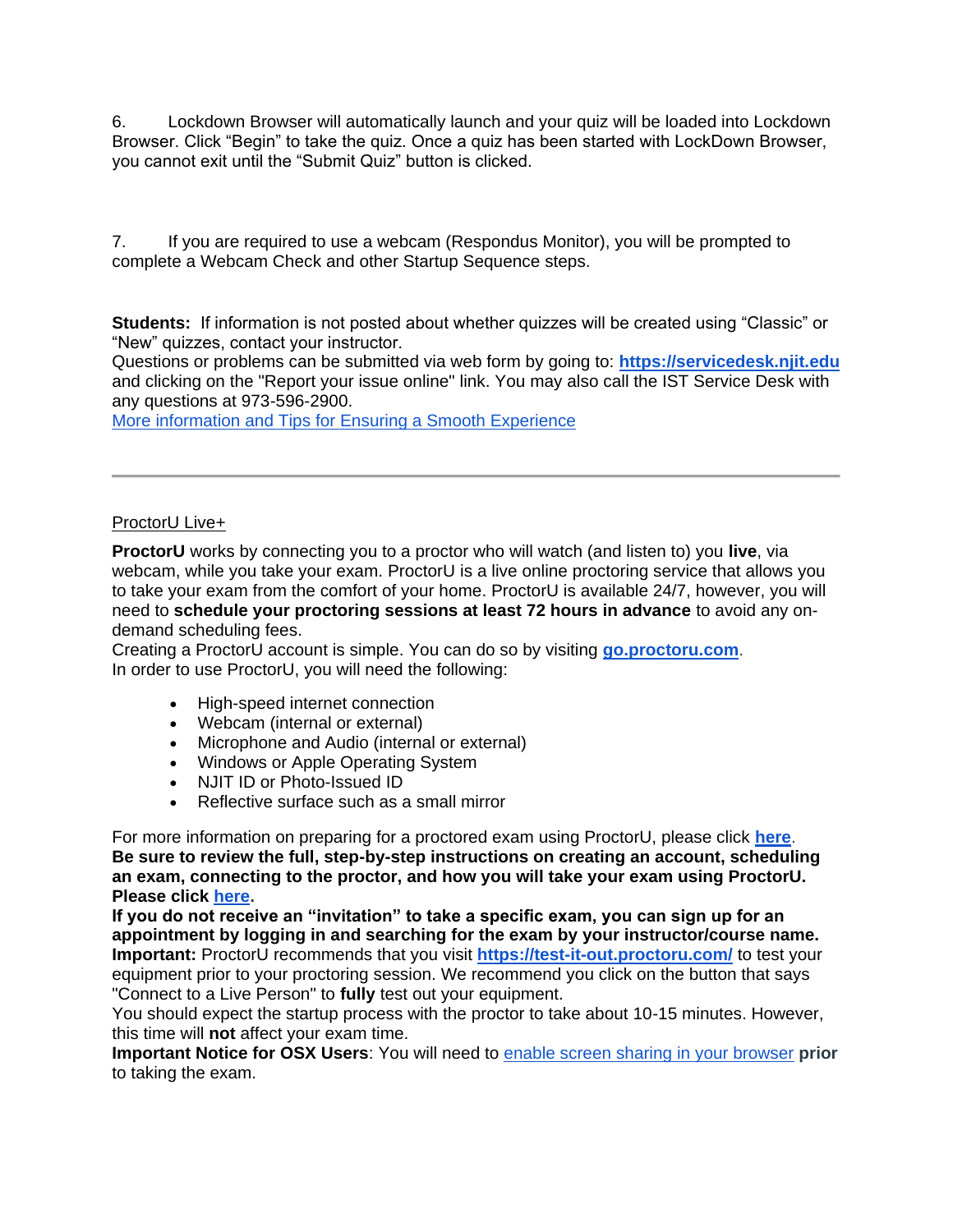6. Lockdown Browser will automatically launch and your quiz will be loaded into Lockdown Browser. Click "Begin" to take the quiz. Once a quiz has been started with LockDown Browser, you cannot exit until the "Submit Quiz" button is clicked.

7. If you are required to use a webcam (Respondus Monitor), you will be prompted to complete a Webcam Check and other Startup Sequence steps.

**Students:** If information is not posted about whether quizzes will be created using "Classic" or "New" quizzes, contact your instructor.
Questions or problems can be submitted via web form by going to: **https://servicedesk.njit.edu** and clicking on the "Report your issue online" link. You may also call the IST Service Desk with any questions at 973-596-2900.
More information and Tips for Ensuring a Smooth Experience

---

ProctorU Live+

**ProctorU** works by connecting you to a proctor who will watch (and listen to) you **live**, via webcam, while you take your exam. ProctorU is a live online proctoring service that allows you to take your exam from the comfort of your home. ProctorU is available 24/7, however, you will need to **schedule your proctoring sessions at least 72 hours in advance** to avoid any on-demand scheduling fees.
Creating a ProctorU account is simple. You can do so by visiting **go.proctoru.com**.
In order to use ProctorU, you will need the following:

- High-speed internet connection
- Webcam (internal or external)
- Microphone and Audio (internal or external)
- Windows or Apple Operating System
- NJIT ID or Photo-Issued ID
- Reflective surface such as a small mirror

For more information on preparing for a proctored exam using ProctorU, please click **here**.
**Be sure to review the full, step-by-step instructions on creating an account, scheduling an exam, connecting to the proctor, and how you will take your exam using ProctorU. Please click here.**
**If you do not receive an "invitation" to take a specific exam, you can sign up for an appointment by logging in and searching for the exam by your instructor/course name.**
**Important:** ProctorU recommends that you visit **https://test-it-out.proctoru.com/** to test your equipment prior to your proctoring session. We recommend you click on the button that says "Connect to a Live Person" to **fully** test out your equipment.
You should expect the startup process with the proctor to take about 10-15 minutes. However, this time will **not** affect your exam time.
**Important Notice for OSX Users**: You will need to enable screen sharing in your browser **prior** to taking the exam.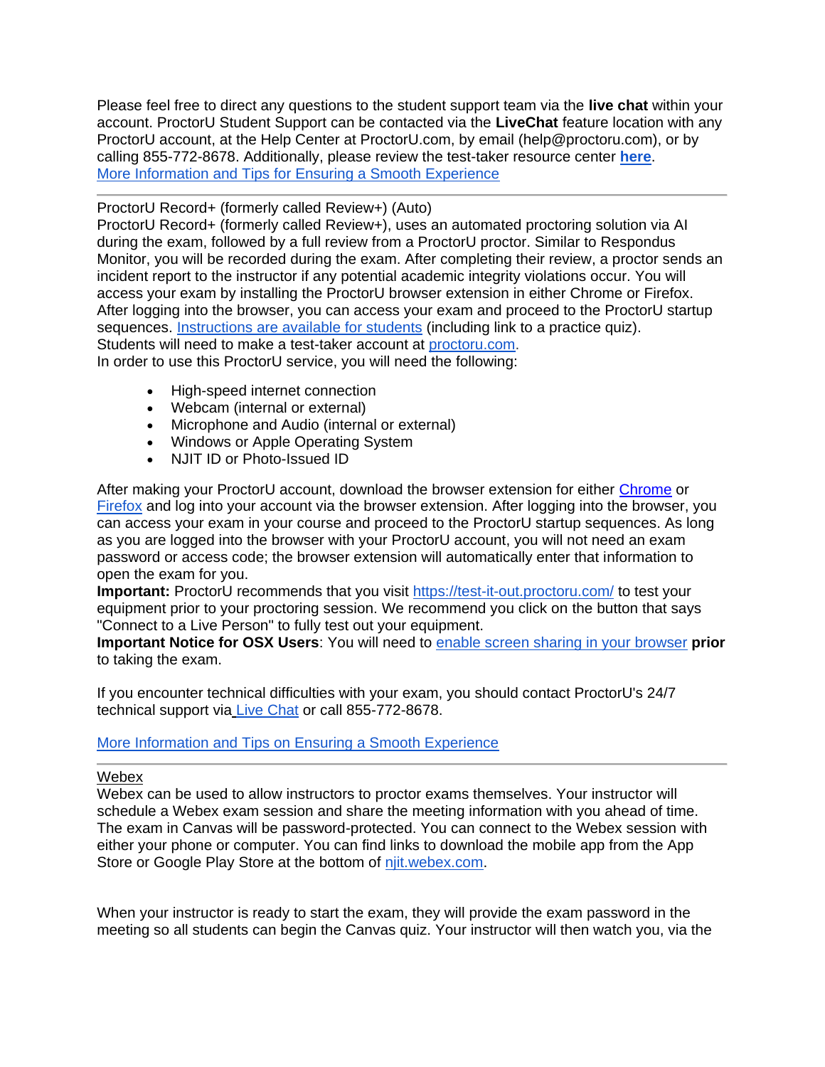Please feel free to direct any questions to the student support team via the **live chat** within your account. ProctorU Student Support can be contacted via the **LiveChat** feature location with any ProctorU account, at the Help Center at ProctorU.com, by email (help@proctoru.com), or by calling 855-772-8678. Additionally, please review the test-taker resource center **here**.
More Information and Tips for Ensuring a Smooth Experience

---

ProctorU Record+ (formerly called Review+) (Auto)
ProctorU Record+ (formerly called Review+), uses an automated proctoring solution via AI during the exam, followed by a full review from a ProctorU proctor. Similar to Respondus Monitor, you will be recorded during the exam. After completing their review, a proctor sends an incident report to the instructor if any potential academic integrity violations occur. You will access your exam by installing the ProctorU browser extension in either Chrome or Firefox. After logging into the browser, you can access your exam and proceed to the ProctorU startup sequences. Instructions are available for students (including link to a practice quiz).
Students will need to make a test-taker account at proctoru.com.
In order to use this ProctorU service, you will need the following:

- High-speed internet connection
- Webcam (internal or external)
- Microphone and Audio (internal or external)
- Windows or Apple Operating System
- NJIT ID or Photo-Issued ID

After making your ProctorU account, download the browser extension for either Chrome or Firefox and log into your account via the browser extension. After logging into the browser, you can access your exam in your course and proceed to the ProctorU startup sequences. As long as you are logged into the browser with your ProctorU account, you will not need an exam password or access code; the browser extension will automatically enter that information to open the exam for you.
**Important:** ProctorU recommends that you visit https://test-it-out.proctoru.com/ to test your equipment prior to your proctoring session. We recommend you click on the button that says "Connect to a Live Person" to fully test out your equipment.
**Important Notice for OSX Users**: You will need to enable screen sharing in your browser **prior** to taking the exam.

If you encounter technical difficulties with your exam, you should contact ProctorU's 24/7 technical support via Live Chat or call 855-772-8678.

More Information and Tips on Ensuring a Smooth Experience

---

Webex
Webex can be used to allow instructors to proctor exams themselves. Your instructor will schedule a Webex exam session and share the meeting information with you ahead of time. The exam in Canvas will be password-protected. You can connect to the Webex session with either your phone or computer. You can find links to download the mobile app from the App Store or Google Play Store at the bottom of njit.webex.com.

When your instructor is ready to start the exam, they will provide the exam password in the meeting so all students can begin the Canvas quiz. Your instructor will then watch you, via the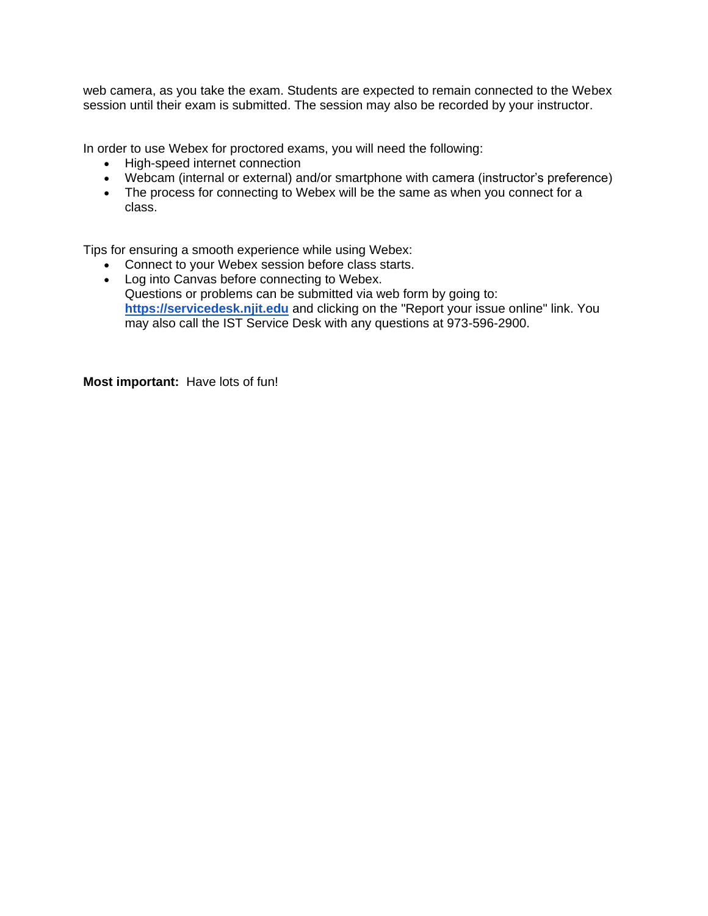web camera, as you take the exam. Students are expected to remain connected to the Webex session until their exam is submitted. The session may also be recorded by your instructor.

In order to use Webex for proctored exams, you will need the following:

- High-speed internet connection
- Webcam (internal or external) and/or smartphone with camera (instructor's preference)
- The process for connecting to Webex will be the same as when you connect for a class.

Tips for ensuring a smooth experience while using Webex:

- Connect to your Webex session before class starts.
- Log into Canvas before connecting to Webex.
  Questions or problems can be submitted via web form by going to: **https://servicedesk.njit.edu** and clicking on the "Report your issue online" link. You may also call the IST Service Desk with any questions at 973-596-2900.

**Most important:** Have lots of fun!